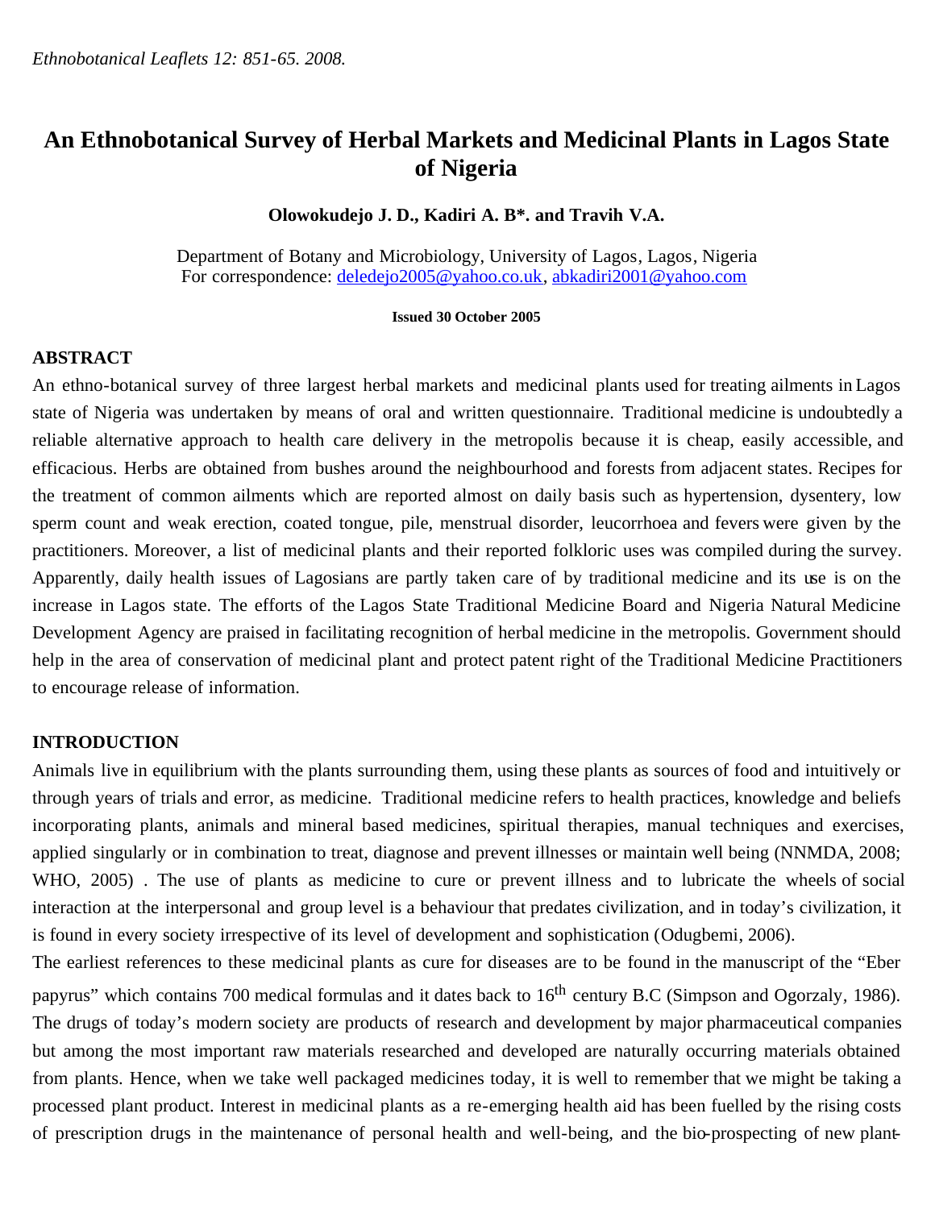*Ethnobotanical Leaflets 12: 851-65. 2008.*

# An Ethnobotanical Survey of Herbal Markets and Medicinal Plants in Lagos State of Nigeria

**Olowokudejo J. D., Kadiri A. B\*. and Travih V.A.**

Department of Botany and Microbiology, University of Lagos, Lagos, Nigeria
For correspondence: deledejo2005@yahoo.co.uk, abkadiri2001@yahoo.com

**Issued 30 October 2005**

## ABSTRACT

An ethno-botanical survey of three largest herbal markets and medicinal plants used for treating ailments in Lagos state of Nigeria was undertaken by means of oral and written questionnaire. Traditional medicine is undoubtedly a reliable alternative approach to health care delivery in the metropolis because it is cheap, easily accessible, and efficacious. Herbs are obtained from bushes around the neighbourhood and forests from adjacent states. Recipes for the treatment of common ailments which are reported almost on daily basis such as hypertension, dysentery, low sperm count and weak erection, coated tongue, pile, menstrual disorder, leucorrhoea and fevers were given by the practitioners. Moreover, a list of medicinal plants and their reported folkloric uses was compiled during the survey. Apparently, daily health issues of Lagosians are partly taken care of by traditional medicine and its use is on the increase in Lagos state. The efforts of the Lagos State Traditional Medicine Board and Nigeria Natural Medicine Development Agency are praised in facilitating recognition of herbal medicine in the metropolis. Government should help in the area of conservation of medicinal plant and protect patent right of the Traditional Medicine Practitioners to encourage release of information.

## INTRODUCTION

Animals live in equilibrium with the plants surrounding them, using these plants as sources of food and intuitively or through years of trials and error, as medicine. Traditional medicine refers to health practices, knowledge and beliefs incorporating plants, animals and mineral based medicines, spiritual therapies, manual techniques and exercises, applied singularly or in combination to treat, diagnose and prevent illnesses or maintain well being (NNMDA, 2008; WHO, 2005) . The use of plants as medicine to cure or prevent illness and to lubricate the wheels of social interaction at the interpersonal and group level is a behaviour that predates civilization, and in today's civilization, it is found in every society irrespective of its level of development and sophistication (Odugbemi, 2006).

The earliest references to these medicinal plants as cure for diseases are to be found in the manuscript of the "Eber papyrus" which contains 700 medical formulas and it dates back to 16th century B.C (Simpson and Ogorzaly, 1986). The drugs of today's modern society are products of research and development by major pharmaceutical companies but among the most important raw materials researched and developed are naturally occurring materials obtained from plants. Hence, when we take well packaged medicines today, it is well to remember that we might be taking a processed plant product. Interest in medicinal plants as a re-emerging health aid has been fuelled by the rising costs of prescription drugs in the maintenance of personal health and well-being, and the bio-prospecting of new plant-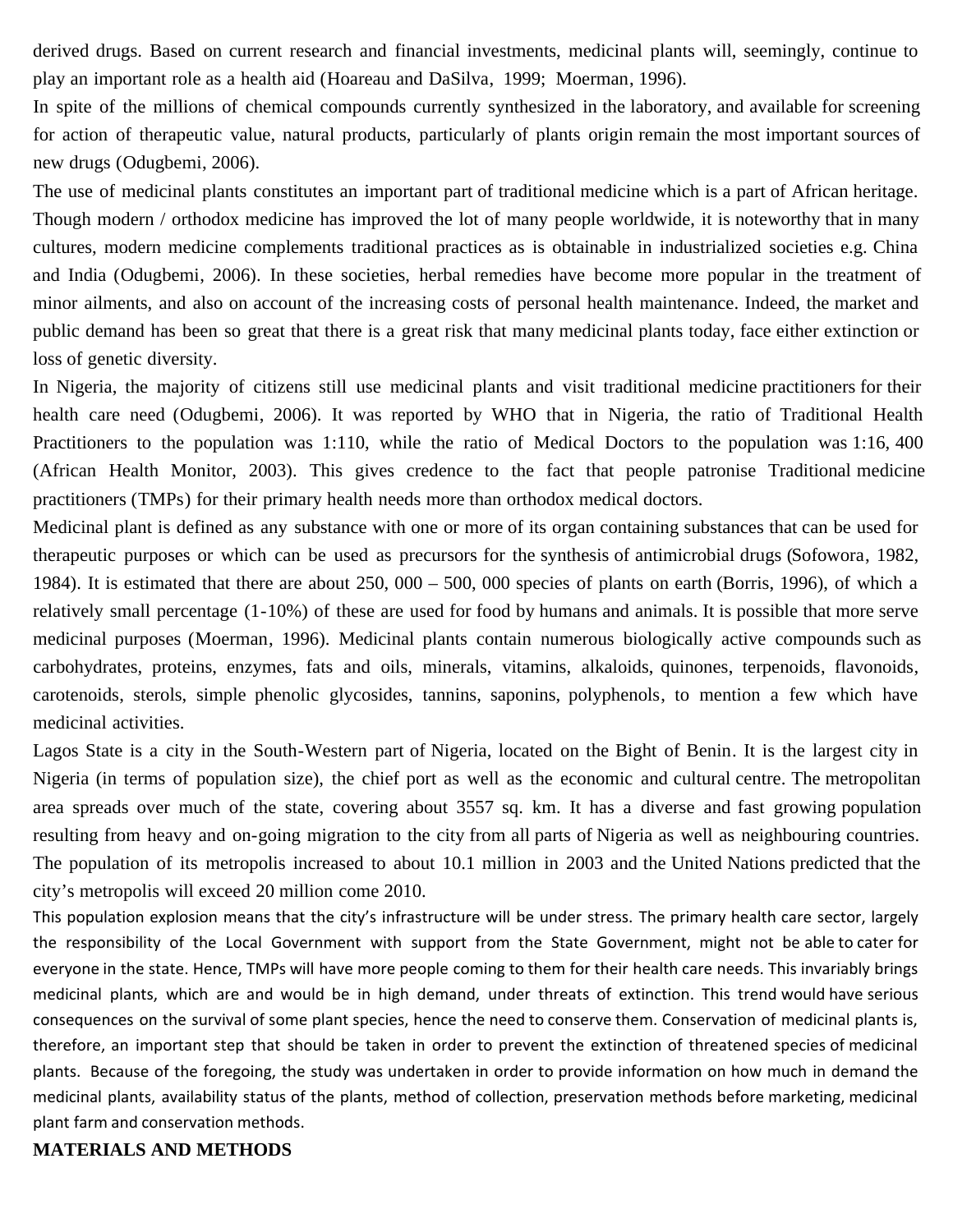derived drugs. Based on current research and financial investments, medicinal plants will, seemingly, continue to play an important role as a health aid (Hoareau and DaSilva, 1999; Moerman, 1996).

In spite of the millions of chemical compounds currently synthesized in the laboratory, and available for screening for action of therapeutic value, natural products, particularly of plants origin remain the most important sources of new drugs (Odugbemi, 2006).

The use of medicinal plants constitutes an important part of traditional medicine which is a part of African heritage. Though modern / orthodox medicine has improved the lot of many people worldwide, it is noteworthy that in many cultures, modern medicine complements traditional practices as is obtainable in industrialized societies e.g. China and India (Odugbemi, 2006). In these societies, herbal remedies have become more popular in the treatment of minor ailments, and also on account of the increasing costs of personal health maintenance. Indeed, the market and public demand has been so great that there is a great risk that many medicinal plants today, face either extinction or loss of genetic diversity.

In Nigeria, the majority of citizens still use medicinal plants and visit traditional medicine practitioners for their health care need (Odugbemi, 2006). It was reported by WHO that in Nigeria, the ratio of Traditional Health Practitioners to the population was 1:110, while the ratio of Medical Doctors to the population was 1:16, 400 (African Health Monitor, 2003). This gives credence to the fact that people patronise Traditional medicine practitioners (TMPs) for their primary health needs more than orthodox medical doctors.

Medicinal plant is defined as any substance with one or more of its organ containing substances that can be used for therapeutic purposes or which can be used as precursors for the synthesis of antimicrobial drugs (Sofowora, 1982, 1984). It is estimated that there are about 250, 000 – 500, 000 species of plants on earth (Borris, 1996), of which a relatively small percentage (1-10%) of these are used for food by humans and animals. It is possible that more serve medicinal purposes (Moerman, 1996). Medicinal plants contain numerous biologically active compounds such as carbohydrates, proteins, enzymes, fats and oils, minerals, vitamins, alkaloids, quinones, terpenoids, flavonoids, carotenoids, sterols, simple phenolic glycosides, tannins, saponins, polyphenols, to mention a few which have medicinal activities.

Lagos State is a city in the South-Western part of Nigeria, located on the Bight of Benin. It is the largest city in Nigeria (in terms of population size), the chief port as well as the economic and cultural centre. The metropolitan area spreads over much of the state, covering about 3557 sq. km. It has a diverse and fast growing population resulting from heavy and on-going migration to the city from all parts of Nigeria as well as neighbouring countries. The population of its metropolis increased to about 10.1 million in 2003 and the United Nations predicted that the city's metropolis will exceed 20 million come 2010.

This population explosion means that the city's infrastructure will be under stress. The primary health care sector, largely the responsibility of the Local Government with support from the State Government, might not be able to cater for everyone in the state. Hence, TMPs will have more people coming to them for their health care needs. This invariably brings medicinal plants, which are and would be in high demand, under threats of extinction. This trend would have serious consequences on the survival of some plant species, hence the need to conserve them. Conservation of medicinal plants is, therefore, an important step that should be taken in order to prevent the extinction of threatened species of medicinal plants. Because of the foregoing, the study was undertaken in order to provide information on how much in demand the medicinal plants, availability status of the plants, method of collection, preservation methods before marketing, medicinal plant farm and conservation methods.

## MATERIALS AND METHODS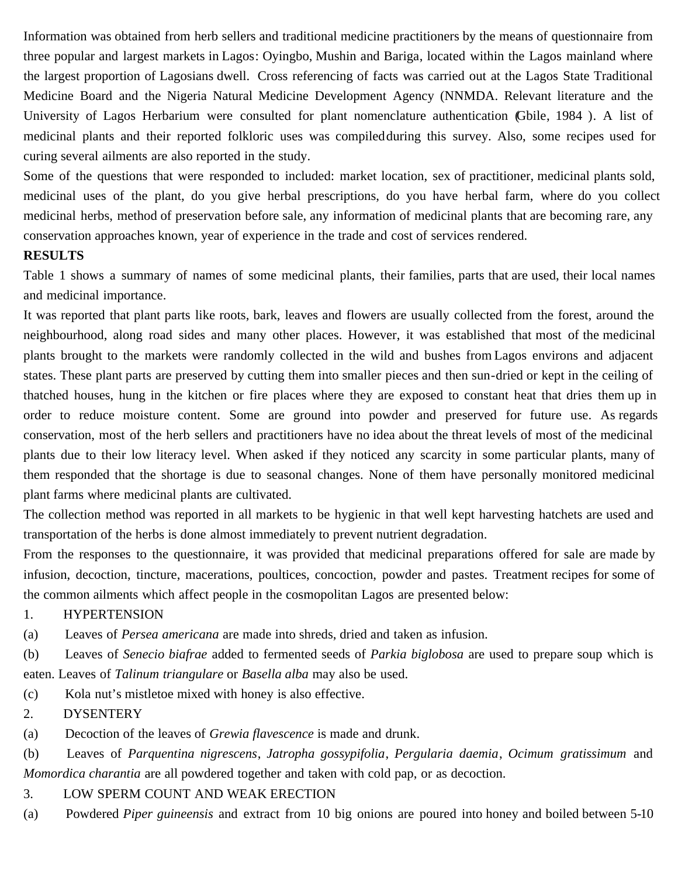Information was obtained from herb sellers and traditional medicine practitioners by the means of questionnaire from three popular and largest markets in Lagos: Oyingbo, Mushin and Bariga, located within the Lagos mainland where the largest proportion of Lagosians dwell. Cross referencing of facts was carried out at the Lagos State Traditional Medicine Board and the Nigeria Natural Medicine Development Agency (NNMDA. Relevant literature and the University of Lagos Herbarium were consulted for plant nomenclature authentication (Gbile, 1984 ). A list of medicinal plants and their reported folkloric uses was compiled during this survey. Also, some recipes used for curing several ailments are also reported in the study.

Some of the questions that were responded to included: market location, sex of practitioner, medicinal plants sold, medicinal uses of the plant, do you give herbal prescriptions, do you have herbal farm, where do you collect medicinal herbs, method of preservation before sale, any information of medicinal plants that are becoming rare, any conservation approaches known, year of experience in the trade and cost of services rendered.

**RESULTS**

Table 1 shows a summary of names of some medicinal plants, their families, parts that are used, their local names and medicinal importance.

It was reported that plant parts like roots, bark, leaves and flowers are usually collected from the forest, around the neighbourhood, along road sides and many other places. However, it was established that most of the medicinal plants brought to the markets were randomly collected in the wild and bushes from Lagos environs and adjacent states. These plant parts are preserved by cutting them into smaller pieces and then sun-dried or kept in the ceiling of thatched houses, hung in the kitchen or fire places where they are exposed to constant heat that dries them up in order to reduce moisture content. Some are ground into powder and preserved for future use. As regards conservation, most of the herb sellers and practitioners have no idea about the threat levels of most of the medicinal plants due to their low literacy level. When asked if they noticed any scarcity in some particular plants, many of them responded that the shortage is due to seasonal changes. None of them have personally monitored medicinal plant farms where medicinal plants are cultivated.

The collection method was reported in all markets to be hygienic in that well kept harvesting hatchets are used and transportation of the herbs is done almost immediately to prevent nutrient degradation.

From the responses to the questionnaire, it was provided that medicinal preparations offered for sale are made by infusion, decoction, tincture, macerations, poultices, concoction, powder and pastes. Treatment recipes for some of the common ailments which affect people in the cosmopolitan Lagos are presented below:

1. HYPERTENSION

(a) Leaves of *Persea americana* are made into shreds, dried and taken as infusion.

(b) Leaves of *Senecio biafrae* added to fermented seeds of *Parkia biglobosa* are used to prepare soup which is eaten. Leaves of *Talinum triangulare* or *Basella alba* may also be used.

(c) Kola nut's mistletoe mixed with honey is also effective.

2. DYSENTERY

(a) Decoction of the leaves of *Grewia flavescence* is made and drunk.

(b) Leaves of *Parquentina nigrescens*, *Jatropha gossypifolia*, *Pergularia daemia*, *Ocimum gratissimum* and *Momordica charantia* are all powdered together and taken with cold pap, or as decoction.

3. LOW SPERM COUNT AND WEAK ERECTION

(a) Powdered *Piper guineensis* and extract from 10 big onions are poured into honey and boiled between 5-10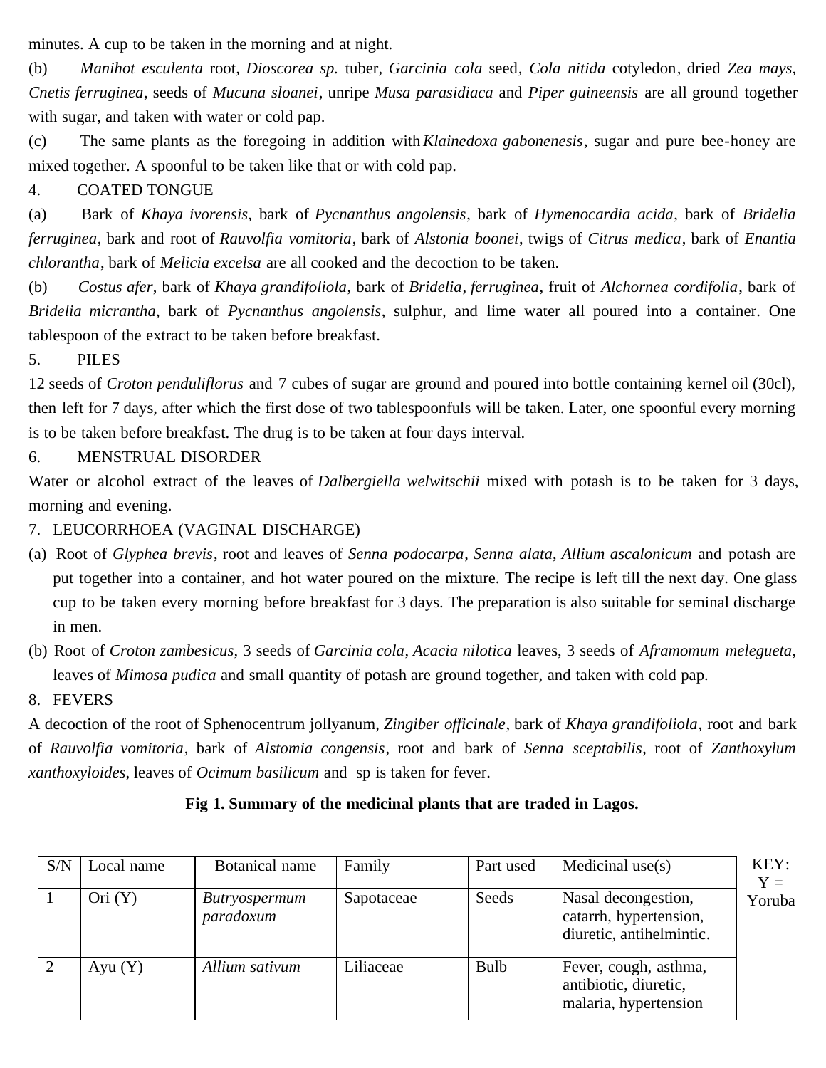minutes. A cup to be taken in the morning and at night.

(b) *Manihot esculenta* root, *Dioscorea sp.* tuber, *Garcinia cola* seed, *Cola nitida* cotyledon, dried *Zea mays, Cnetis ferruginea*, seeds of *Mucuna sloanei*, unripe *Musa parasidiaca* and *Piper guineensis* are all ground together with sugar, and taken with water or cold pap.

(c) The same plants as the foregoing in addition with *Klainedoxa gabonenesis*, sugar and pure bee-honey are mixed together. A spoonful to be taken like that or with cold pap.

4. COATED TONGUE

(a) Bark of *Khaya ivorensis*, bark of *Pycnanthus angolensis*, bark of *Hymenocardia acida*, bark of *Bridelia ferruginea*, bark and root of *Rauvolfia vomitoria*, bark of *Alstonia boonei*, twigs of *Citrus medica*, bark of *Enantia chlorantha*, bark of *Melicia excelsa* are all cooked and the decoction to be taken.

(b) *Costus afer*, bark of *Khaya grandifoliola*, bark of *Bridelia*, *ferruginea*, fruit of *Alchornea cordifolia*, bark of *Bridelia micrantha*, bark of *Pycnanthus angolensis*, sulphur, and lime water all poured into a container. One tablespoon of the extract to be taken before breakfast.

5. PILES

12 seeds of *Croton penduliflorus* and 7 cubes of sugar are ground and poured into bottle containing kernel oil (30cl), then left for 7 days, after which the first dose of two tablespoonfuls will be taken. Later, one spoonful every morning is to be taken before breakfast. The drug is to be taken at four days interval.

6. MENSTRUAL DISORDER

Water or alcohol extract of the leaves of *Dalbergiella welwitschii* mixed with potash is to be taken for 3 days, morning and evening.

7. LEUCORRHOEA (VAGINAL DISCHARGE)

(a) Root of *Glyphea brevis*, root and leaves of *Senna podocarpa*, *Senna alata*, *Allium ascalonicum* and potash are put together into a container, and hot water poured on the mixture. The recipe is left till the next day. One glass cup to be taken every morning before breakfast for 3 days. The preparation is also suitable for seminal discharge in men.

(b) Root of *Croton zambesicus*, 3 seeds of *Garcinia cola*, *Acacia nilotica* leaves, 3 seeds of *Aframomum melegueta*, leaves of *Mimosa pudica* and small quantity of potash are ground together, and taken with cold pap.

8. FEVERS

A decoction of the root of Sphenocentrum jollyanum, *Zingiber officinale*, bark of *Khaya grandifoliola*, root and bark of *Rauvolfia vomitoria*, bark of *Alstomia congensis*, root and bark of *Senna sceptabilis*, root of *Zanthoxylum xanthoxyloides*, leaves of *Ocimum basilicum* and sp is taken for fever.

**Fig 1. Summary of the medicinal plants that are traded in Lagos.**

KEY: Y = Yoruba

| S/N | Local name | Botanical name | Family | Part used | Medicinal use(s) |
|---|---|---|---|---|---|
| 1 | Ori (Y) | *Butryospermum paradoxum* | Sapotaceae | Seeds | Nasal decongestion, catarrh, hypertension, diuretic, antihelmintic. |
| 2 | Ayu (Y) | *Allium sativum* | Liliaceae | Bulb | Fever, cough, asthma, antibiotic, diuretic, malaria, hypertension |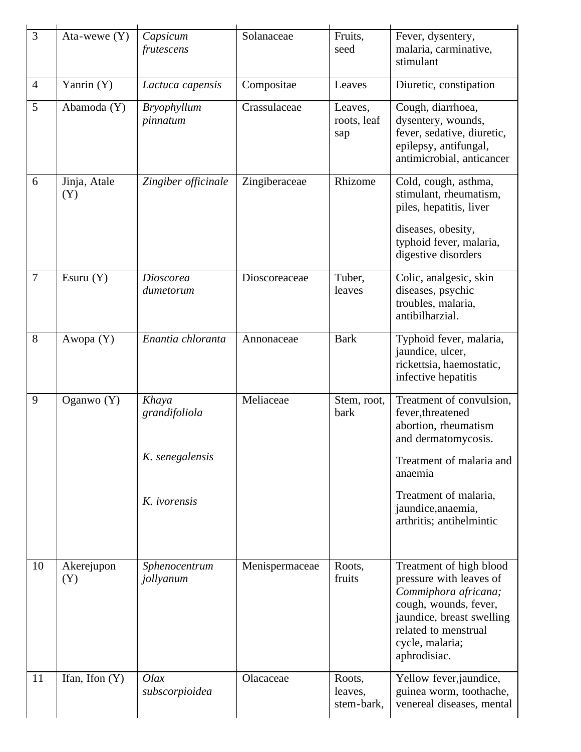| | | | | | |
|---|---|---|---|---|---|
| 3 | Ata-wewe (Y) | *Capsicum frutescens* | Solanaceae | Fruits, seed | Fever, dysentery, malaria, carminative, stimulant |
| 4 | Yanrin (Y) | *Lactuca capensis* | Compositae | Leaves | Diuretic, constipation |
| 5 | Abamoda (Y) | *Bryophyllum pinnatum* | Crassulaceae | Leaves, roots, leaf sap | Cough, diarrhoea, dysentery, wounds, fever, sedative, diuretic, epilepsy, antifungal, antimicrobial, anticancer |
| 6 | Jinja, Atale (Y) | *Zingiber officinale* | Zingiberaceae | Rhizome | Cold, cough, asthma, stimulant, rheumatism, piles, hepatitis, liver diseases, obesity, typhoid fever, malaria, digestive disorders |
| 7 | Esuru (Y) | *Dioscorea dumetorum* | Dioscoreaceae | Tuber, leaves | Colic, analgesic, skin diseases, psychic troubles, malaria, antibilharzial. |
| 8 | Awopa (Y) | *Enantia chloranta* | Annonaceae | Bark | Typhoid fever, malaria, jaundice, ulcer, rickettsia, haemostatic, infective hepatitis |
| 9 | Oganwo (Y) | *Khaya grandifoliola*<br><br>*K. senegalensis*<br><br>*K. ivorensis* | Meliaceae | Stem, root, bark | Treatment of convulsion, fever,threatened abortion, rheumatism and dermatomycosis.<br><br>Treatment of malaria and anaemia<br><br>Treatment of malaria, jaundice,anaemia, arthritis; antihelmintic |
| 10 | Akerejupon (Y) | *Sphenocentrum jollyanum* | Menispermaceae | Roots, fruits | Treatment of high blood pressure with leaves of *Commiphora africana;* cough, wounds, fever, jaundice, breast swelling related to menstrual cycle, malaria; aphrodisiac. |
| 11 | Ifan, Ifon (Y) | *Olax subscorpioidea* | Olacaceae | Roots, leaves, stem-bark, | Yellow fever,jaundice, guinea worm, toothache, venereal diseases, mental |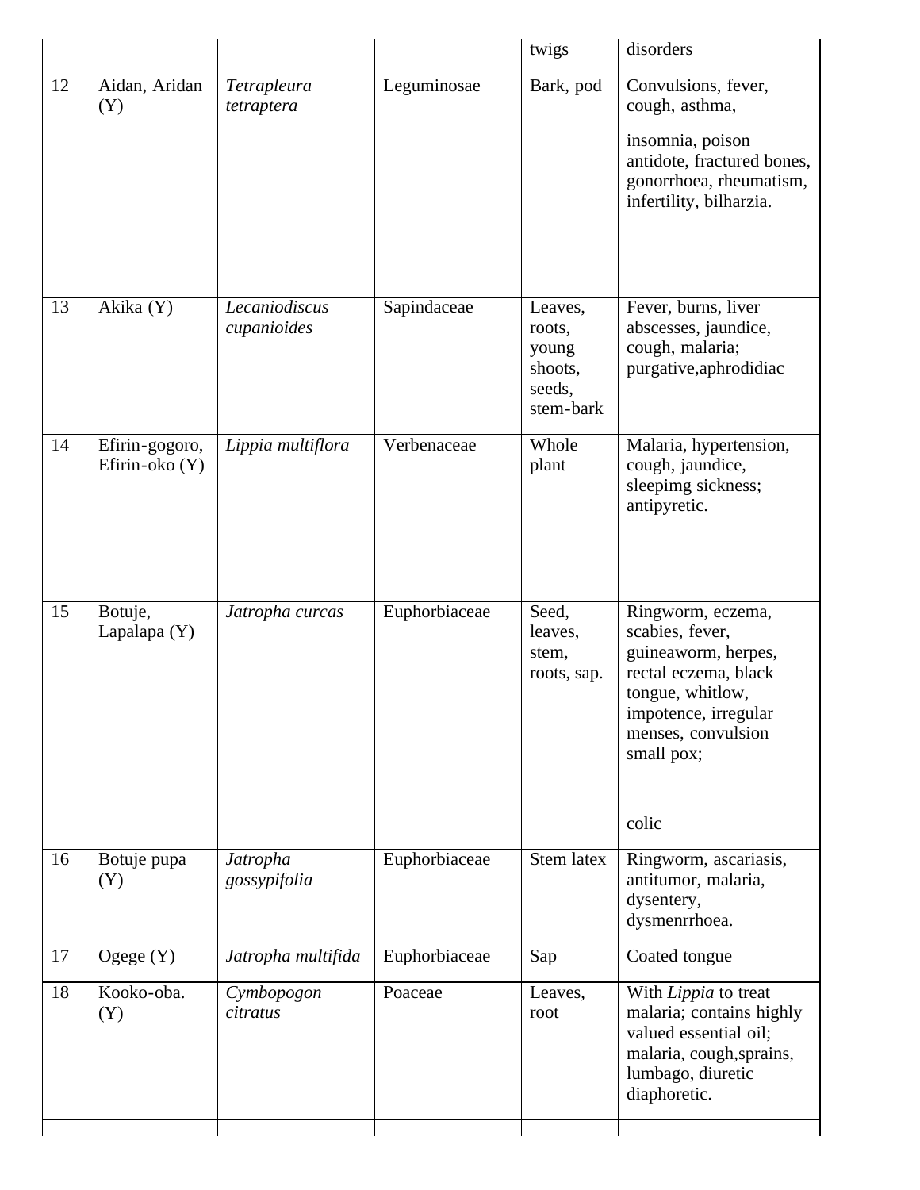| | | | | twigs | disorders |
|---|---|---|---|---|---|
| 12 | Aidan, Aridan (Y) | *Tetrapleura tetraptera* | Leguminosae | Bark, pod | Convulsions, fever, cough, asthma, insomnia, poison antidote, fractured bones, gonorrhoea, rheumatism, infertility, bilharzia. |
| 13 | Akika (Y) | *Lecaniodiscus cupanioides* | Sapindaceae | Leaves, roots, young shoots, seeds, stem-bark | Fever, burns, liver abscesses, jaundice, cough, malaria; purgative,aphrodidiac |
| 14 | Efirin-gogoro, Efirin-oko (Y) | *Lippia multiflora* | Verbenaceae | Whole plant | Malaria, hypertension, cough, jaundice, sleepimg sickness; antipyretic. |
| 15 | Botuje, Lapalapa (Y) | *Jatropha curcas* | Euphorbiaceae | Seed, leaves, stem, roots, sap. | Ringworm, eczema, scabies, fever, guineaworm, herpes, rectal eczema, black tongue, whitlow, impotence, irregular menses, convulsion small pox; colic |
| 16 | Botuje pupa (Y) | *Jatropha gossypifolia* | Euphorbiaceae | Stem latex | Ringworm, ascariasis, antitumor, malaria, dysentery, dysmenrrhoea. |
| 17 | Ogege (Y) | *Jatropha multifida* | Euphorbiaceae | Sap | Coated tongue |
| 18 | Kooko-oba. (Y) | *Cymbopogon citratus* | Poaceae | Leaves, root | With *Lippia* to treat malaria; contains highly valued essential oil; malaria, cough,sprains, lumbago, diuretic diaphoretic. |
| | | | | | |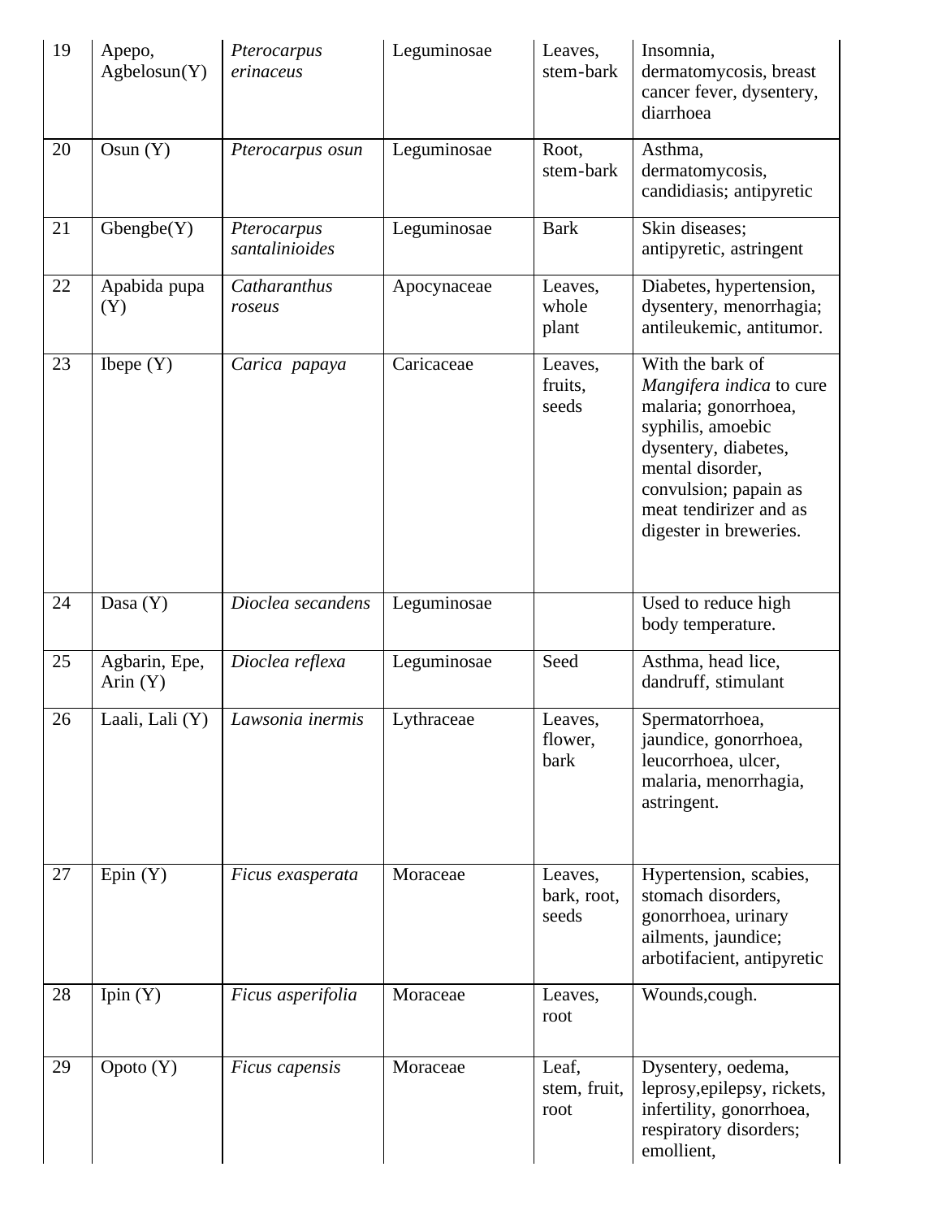| 19 | Apepo, Agbelosun(Y) | *Pterocarpus erinaceus* | Leguminosae | Leaves, stem-bark | Insomnia, dermatomycosis, breast cancer fever, dysentery, diarrhoea |
|---|---|---|---|---|---|
| 20 | Osun (Y) | *Pterocarpus osun* | Leguminosae | Root, stem-bark | Asthma, dermatomycosis, candidiasis; antipyretic |
| 21 | Gbengbe(Y) | *Pterocarpus santalinioides* | Leguminosae | Bark | Skin diseases; antipyretic, astringent |
| 22 | Apabida pupa (Y) | *Catharanthus roseus* | Apocynaceae | Leaves, whole plant | Diabetes, hypertension, dysentery, menorrhagia; antileukemic, antitumor. |
| 23 | Ibepe (Y) | *Carica papaya* | Caricaceae | Leaves, fruits, seeds | With the bark of *Mangifera indica* to cure malaria; gonorrhoea, syphilis, amoebic dysentery, diabetes, mental disorder, convulsion; papain as meat tendirizer and as digester in breweries. |
| 24 | Dasa (Y) | *Dioclea secandens* | Leguminosae | | Used to reduce high body temperature. |
| 25 | Agbarin, Epe, Arin (Y) | *Dioclea reflexa* | Leguminosae | Seed | Asthma, head lice, dandruff, stimulant |
| 26 | Laali, Lali (Y) | *Lawsonia inermis* | Lythraceae | Leaves, flower, bark | Spermatorrhoea, jaundice, gonorrhoea, leucorrhoea, ulcer, malaria, menorrhagia, astringent. |
| 27 | Epin (Y) | *Ficus exasperata* | Moraceae | Leaves, bark, root, seeds | Hypertension, scabies, stomach disorders, gonorrhoea, urinary ailments, jaundice; arbotifacient, antipyretic |
| 28 | Ipin (Y) | *Ficus asperifolia* | Moraceae | Leaves, root | Wounds,cough. |
| 29 | Opoto (Y) | *Ficus capensis* | Moraceae | Leaf, stem, fruit, root | Dysentery, oedema, leprosy,epilepsy, rickets, infertility, gonorrhoea, respiratory disorders; emollient, |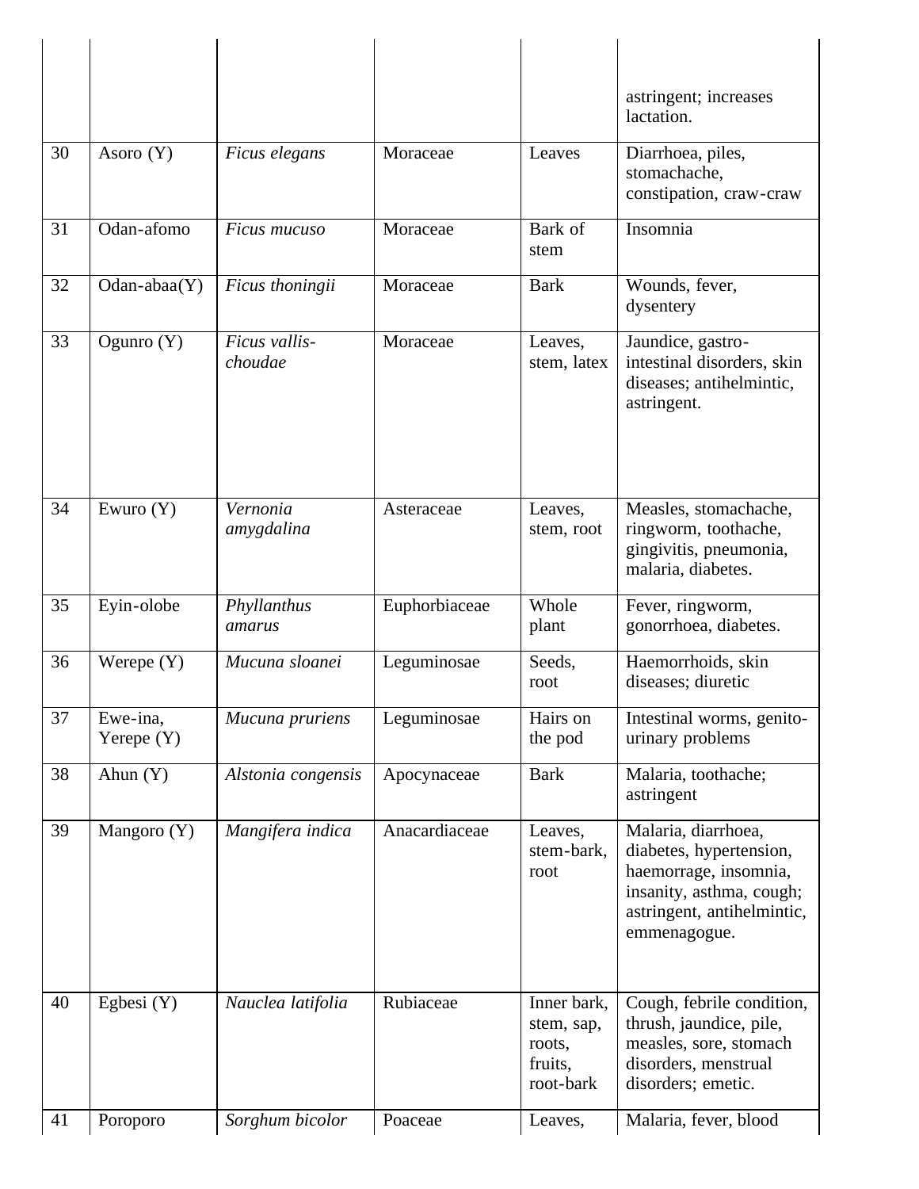| | | | | | |
|---|---|---|---|---|---|
| | | | | | astringent; increases lactation. |
| 30 | Asoro (Y) | *Ficus elegans* | Moraceae | Leaves | Diarrhoea, piles, stomachache, constipation, craw-craw |
| 31 | Odan-afomo | *Ficus mucuso* | Moraceae | Bark of stem | Insomnia |
| 32 | Odan-abaa(Y) | *Ficus thoningii* | Moraceae | Bark | Wounds, fever, dysentery |
| 33 | Ogunro (Y) | *Ficus vallis-choudae* | Moraceae | Leaves, stem, latex | Jaundice, gastro-intestinal disorders, skin diseases; antihelmintic, astringent. |
| 34 | Ewuro (Y) | *Vernonia amygdalina* | Asteraceae | Leaves, stem, root | Measles, stomachache, ringworm, toothache, gingivitis, pneumonia, malaria, diabetes. |
| 35 | Eyin-olobe | *Phyllanthus amarus* | Euphorbiaceae | Whole plant | Fever, ringworm, gonorrhoea, diabetes. |
| 36 | Werepe (Y) | *Mucuna sloanei* | Leguminosae | Seeds, root | Haemorrhoids, skin diseases; diuretic |
| 37 | Ewe-ina, Yerepe (Y) | *Mucuna pruriens* | Leguminosae | Hairs on the pod | Intestinal worms, genito-urinary problems |
| 38 | Ahun (Y) | *Alstonia congensis* | Apocynaceae | Bark | Malaria, toothache; astringent |
| 39 | Mangoro (Y) | *Mangifera indica* | Anacardiaceae | Leaves, stem-bark, root | Malaria, diarrhoea, diabetes, hypertension, haemorrage, insomnia, insanity, asthma, cough; astringent, antihelmintic, emmenagogue. |
| 40 | Egbesi (Y) | *Nauclea latifolia* | Rubiaceae | Inner bark, stem, sap, roots, fruits, root-bark | Cough, febrile condition, thrush, jaundice, pile, measles, sore, stomach disorders, menstrual disorders; emetic. |
| 41 | Poroporo | *Sorghum bicolor* | Poaceae | Leaves, | Malaria, fever, blood |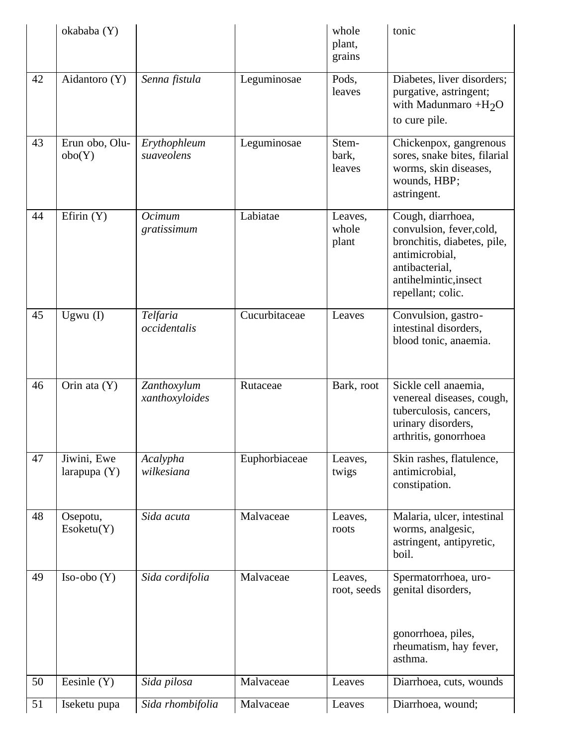|  | okababa (Y) |  |  | whole plant, grains | tonic |
|---|---|---|---|---|---|
| 42 | Aidantoro (Y) | *Senna fistula* | Leguminosae | Pods, leaves | Diabetes, liver disorders; purgative, astringent; with Madunmaro +$H_2O$ to cure pile. |
| 43 | Erun obo, Olu-obo(Y) | *Erythophleum suaveolens* | Leguminosae | Stem-bark, leaves | Chickenpox, gangrenous sores, snake bites, filarial worms, skin diseases, wounds, HBP; astringent. |
| 44 | Efirin (Y) | *Ocimum gratissimum* | Labiatae | Leaves, whole plant | Cough, diarrhoea, convulsion, fever,cold, bronchitis, diabetes, pile, antimicrobial, antibacterial, antihelmintic,insect repellant; colic. |
| 45 | Ugwu (I) | *Telfaria occidentalis* | Cucurbitaceae | Leaves | Convulsion, gastro-intestinal disorders, blood tonic, anaemia. |
| 46 | Orin ata (Y) | *Zanthoxylum xanthoxyloides* | Rutaceae | Bark, root | Sickle cell anaemia, venereal diseases, cough, tuberculosis, cancers, urinary disorders, arthritis, gonorrhoea |
| 47 | Jiwini, Ewe larapupa (Y) | *Acalypha wilkesiana* | Euphorbiaceae | Leaves, twigs | Skin rashes, flatulence, antimicrobial, constipation. |
| 48 | Osepotu, Esoketu(Y) | *Sida acuta* | Malvaceae | Leaves, roots | Malaria, ulcer, intestinal worms, analgesic, astringent, antipyretic, boil. |
| 49 | Iso-obo (Y) | *Sida cordifolia* | Malvaceae | Leaves, root, seeds | Spermatorrhoea, uro-genital disorders, gonorrhoea, piles, rheumatism, hay fever, asthma. |
| 50 | Eesinle (Y) | *Sida pilosa* | Malvaceae | Leaves | Diarrhoea, cuts, wounds |
| 51 | Iseketu pupa | *Sida rhombifolia* | Malvaceae | Leaves | Diarrhoea, wound; |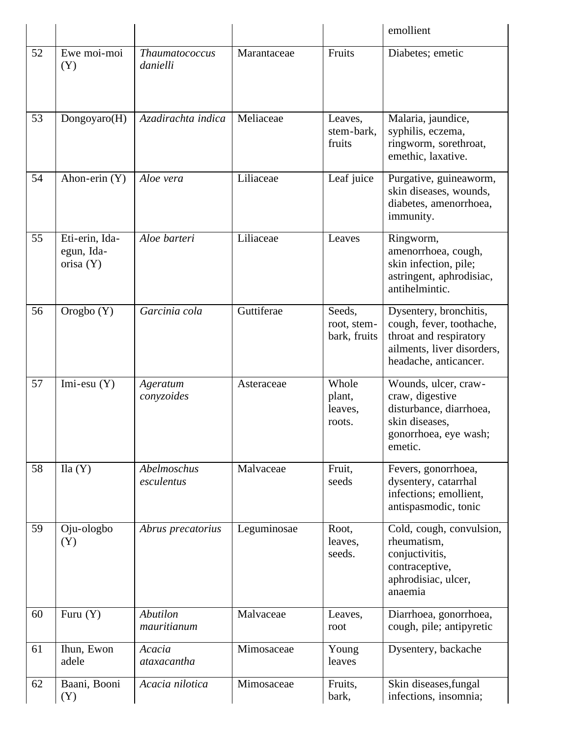|  |  |  |  |  | emollient |
|---|---|---|---|---|---|
| 52 | Ewe moi-moi (Y) | *Thaumatococcus danielli* | Marantaceae | Fruits | Diabetes; emetic |
| 53 | Dongoyaro(H) | *Azadirachta indica* | Meliaceae | Leaves, stem-bark, fruits | Malaria, jaundice, syphilis, eczema, ringworm, sorethroat, emethic, laxative. |
| 54 | Ahon-erin (Y) | *Aloe vera* | Liliaceae | Leaf juice | Purgative, guineaworm, skin diseases, wounds, diabetes, amenorrhoea, immunity. |
| 55 | Eti-erin, Ida-egun, Ida-orisa (Y) | *Aloe barteri* | Liliaceae | Leaves | Ringworm, amenorrhoea, cough, skin infection, pile; astringent, aphrodisiac, antihelmintic. |
| 56 | Orogbo (Y) | *Garcinia cola* | Guttiferae | Seeds, root, stem-bark, fruits | Dysentery, bronchitis, cough, fever, toothache, throat and respiratory ailments, liver disorders, headache, anticancer. |
| 57 | Imi-esu (Y) | *Ageratum conyzoides* | Asteraceae | Whole plant, leaves, roots. | Wounds, ulcer, craw-craw, digestive disturbance, diarrhoea, skin diseases, gonorrhoea, eye wash; emetic. |
| 58 | Ila (Y) | *Abelmoschus esculentus* | Malvaceae | Fruit, seeds | Fevers, gonorrhoea, dysentery, catarrhal infections; emollient, antispasmodic, tonic |
| 59 | Oju-ologbo (Y) | *Abrus precatorius* | Leguminosae | Root, leaves, seeds. | Cold, cough, convulsion, rheumatism, conjuctivitis, contraceptive, aphrodisiac, ulcer, anaemia |
| 60 | Furu (Y) | *Abutilon mauritianum* | Malvaceae | Leaves, root | Diarrhoea, gonorrhoea, cough, pile; antipyretic |
| 61 | Ihun, Ewon adele | *Acacia ataxacantha* | Mimosaceae | Young leaves | Dysentery, backache |
| 62 | Baani, Booni (Y) | *Acacia nilotica* | Mimosaceae | Fruits, bark, | Skin diseases,fungal infections, insomnia; |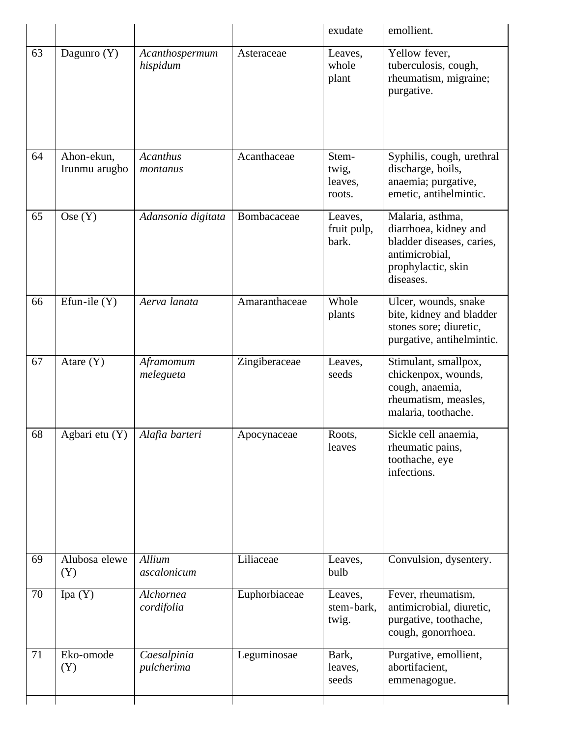| | | | | exudate | emollient. |
|---|---|---|---|---|---|
| 63 | Dagunro (Y) | *Acanthospermum hispidum* | Asteraceae | Leaves, whole plant | Yellow fever, tuberculosis, cough, rheumatism, migraine; purgative. |
| 64 | Ahon-ekun, Irunmu arugbo | *Acanthus montanus* | Acanthaceae | Stem-twig, leaves, roots. | Syphilis, cough, urethral discharge, boils, anaemia; purgative, emetic, antihelmintic. |
| 65 | Ose (Y) | *Adansonia digitata* | Bombacaceae | Leaves, fruit pulp, bark. | Malaria, asthma, diarrhoea, kidney and bladder diseases, caries, antimicrobial, prophylactic, skin diseases. |
| 66 | Efun-ile (Y) | *Aerva lanata* | Amaranthaceae | Whole plants | Ulcer, wounds, snake bite, kidney and bladder stones sore; diuretic, purgative, antihelmintic. |
| 67 | Atare (Y) | *Aframomum melegueta* | Zingiberaceae | Leaves, seeds | Stimulant, smallpox, chickenpox, wounds, cough, anaemia, rheumatism, measles, malaria, toothache. |
| 68 | Agbari etu (Y) | *Alafia barteri* | Apocynaceae | Roots, leaves | Sickle cell anaemia, rheumatic pains, toothache, eye infections. |
| 69 | Alubosa elewe (Y) | *Allium ascalonicum* | Liliaceae | Leaves, bulb | Convulsion, dysentery. |
| 70 | Ipa (Y) | *Alchornea cordifolia* | Euphorbiaceae | Leaves, stem-bark, twig. | Fever, rheumatism, antimicrobial, diuretic, purgative, toothache, cough, gonorrhoea. |
| 71 | Eko-omode (Y) | *Caesalpinia pulcherima* | Leguminosae | Bark, leaves, seeds | Purgative, emollient, abortifacient, emmenagogue. |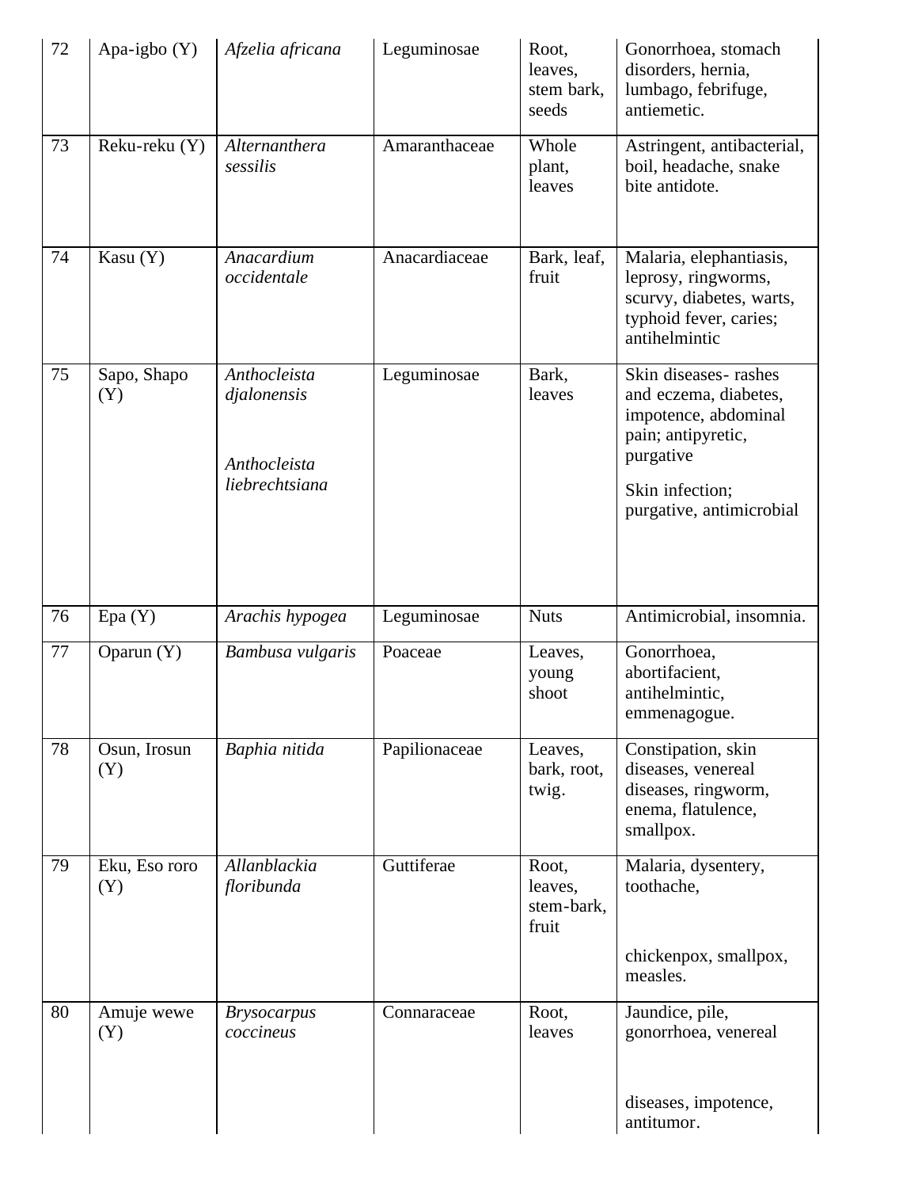| 72 | Apa-igbo (Y) | *Afzelia africana* | Leguminosae | Root, leaves, stem bark, seeds | Gonorrhoea, stomach disorders, hernia, lumbago, febrifuge, antiemetic. |
|---|---|---|---|---|---|
| 73 | Reku-reku (Y) | *Alternanthera sessilis* | Amaranthaceae | Whole plant, leaves | Astringent, antibacterial, boil, headache, snake bite antidote. |
| 74 | Kasu (Y) | *Anacardium occidentale* | Anacardiaceae | Bark, leaf, fruit | Malaria, elephantiasis, leprosy, ringworms, scurvy, diabetes, warts, typhoid fever, caries; antihelmintic |
| 75 | Sapo, Shapo (Y) | *Anthocleista djalonensis* *Anthocleista liebrechtsiana* | Leguminosae | Bark, leaves | Skin diseases- rashes and eczema, diabetes, impotence, abdominal pain; antipyretic, purgative Skin infection; purgative, antimicrobial |
| 76 | Epa (Y) | *Arachis hypogea* | Leguminosae | Nuts | Antimicrobial, insomnia. |
| 77 | Oparun (Y) | *Bambusa vulgaris* | Poaceae | Leaves, young shoot | Gonorrhoea, abortifacient, antihelmintic, emmenagogue. |
| 78 | Osun, Irosun (Y) | *Baphia nitida* | Papilionaceae | Leaves, bark, root, twig. | Constipation, skin diseases, venereal diseases, ringworm, enema, flatulence, smallpox. |
| 79 | Eku, Eso roro (Y) | *Allanblackia floribunda* | Guttiferae | Root, leaves, stem-bark, fruit | Malaria, dysentery, toothache, chickenpox, smallpox, measles. |
| 80 | Amuje wewe (Y) | *Brysocarpus coccineus* | Connaraceae | Root, leaves | Jaundice, pile, gonorrhoea, venereal diseases, impotence, antitumor. |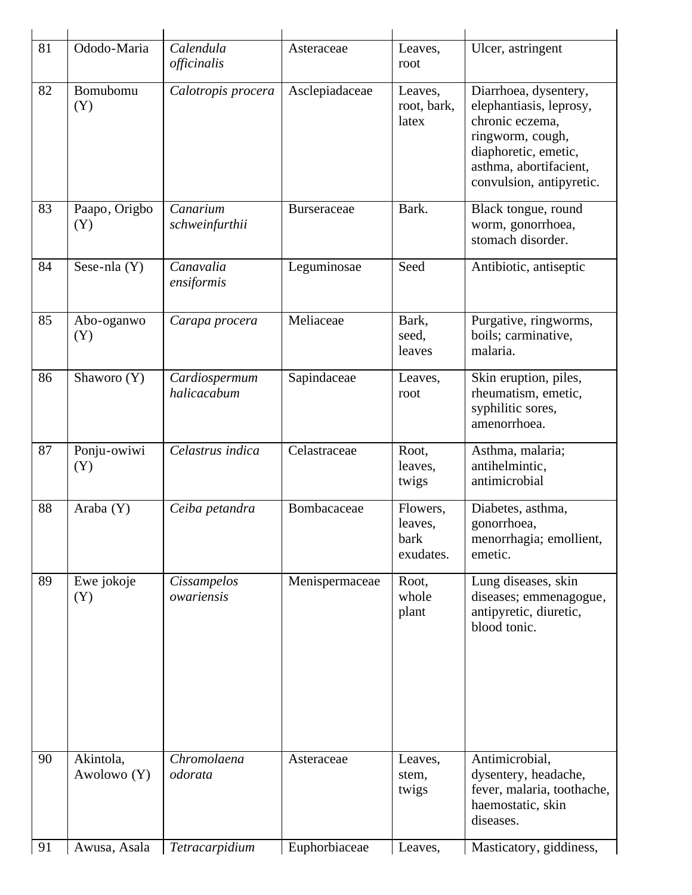| | | | | | |
|---|---|---|---|---|---|
| 81 | Ododo-Maria | *Calendula officinalis* | Asteraceae | Leaves, root | Ulcer, astringent |
| 82 | Bomubomu (Y) | *Calotropis procera* | Asclepiadaceae | Leaves, root, bark, latex | Diarrhoea, dysentery, elephantiasis, leprosy, chronic eczema, ringworm, cough, diaphoretic, emetic, asthma, abortifacient, convulsion, antipyretic. |
| 83 | Paapo, Origbo (Y) | *Canarium schweinfurthii* | Burseraceae | Bark. | Black tongue, round worm, gonorrhoea, stomach disorder. |
| 84 | Sese-nla (Y) | *Canavalia ensiformis* | Leguminosae | Seed | Antibiotic, antiseptic |
| 85 | Abo-oganwo (Y) | *Carapa procera* | Meliaceae | Bark, seed, leaves | Purgative, ringworms, boils; carminative, malaria. |
| 86 | Shaworo (Y) | *Cardiospermum halicacabum* | Sapindaceae | Leaves, root | Skin eruption, piles, rheumatism, emetic, syphilitic sores, amenorrhoea. |
| 87 | Ponju-owiwi (Y) | *Celastrus indica* | Celastraceae | Root, leaves, twigs | Asthma, malaria; antihelmintic, antimicrobial |
| 88 | Araba (Y) | *Ceiba petandra* | Bombacaceae | Flowers, leaves, bark exudates. | Diabetes, asthma, gonorrhoea, menorrhagia; emollient, emetic. |
| 89 | Ewe jokoje (Y) | *Cissampelos owariensis* | Menispermaceae | Root, whole plant | Lung diseases, skin diseases; emmenagogue, antipyretic, diuretic, blood tonic. |
| 90 | Akintola, Awolowo (Y) | *Chromolaena odorata* | Asteraceae | Leaves, stem, twigs | Antimicrobial, dysentery, headache, fever, malaria, toothache, haemostatic, skin diseases. |
| 91 | Awusa, Asala | *Tetracarpidium* | Euphorbiaceae | Leaves, | Masticatory, giddiness, |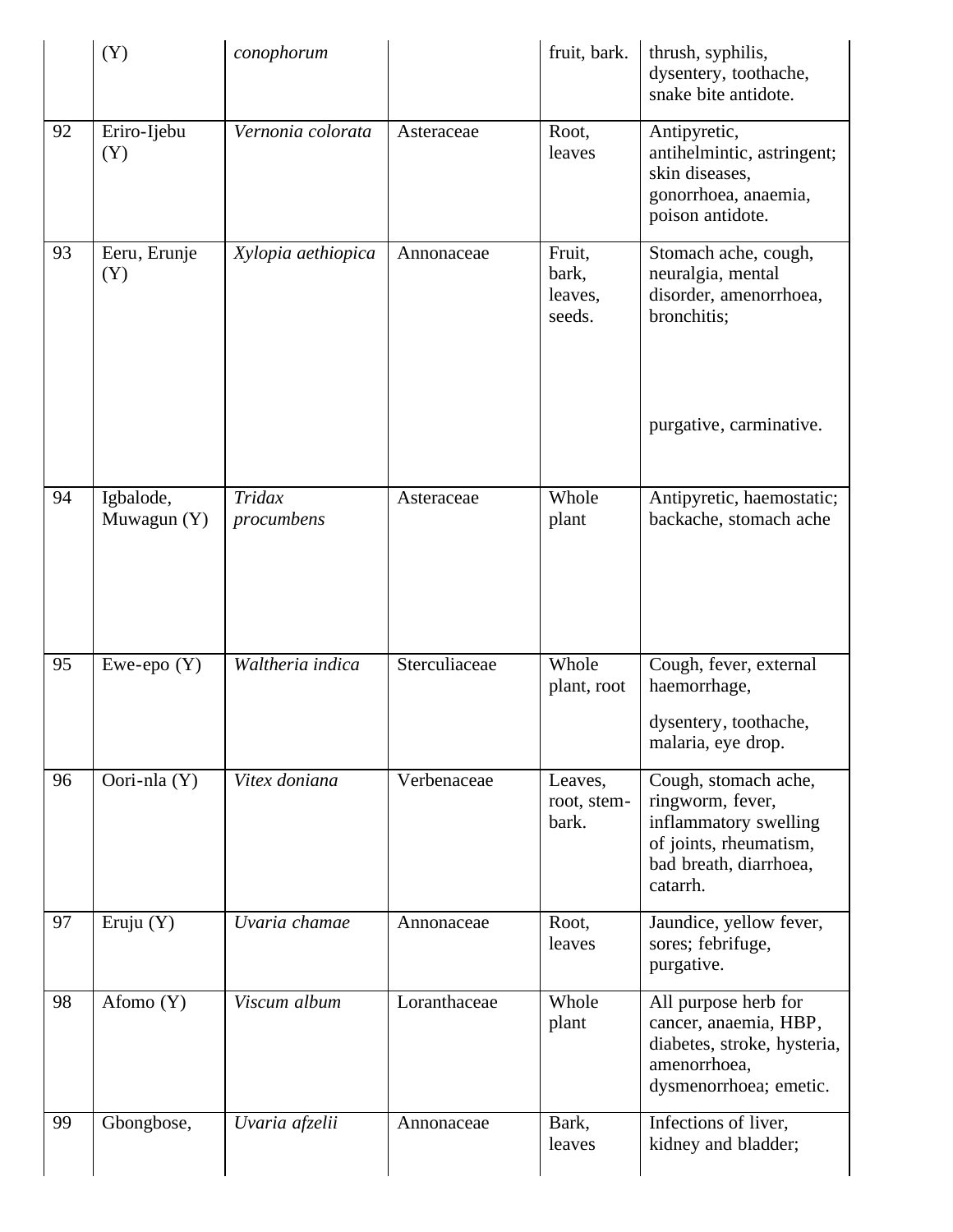| | | | | | |
|---|---|---|---|---|---|
| | (Y) | *conophorum* | | fruit, bark. | thrush, syphilis, dysentery, toothache, snake bite antidote. |
| 92 | Eriro-Ijebu (Y) | *Vernonia colorata* | Asteraceae | Root, leaves | Antipyretic, antihelmintic, astringent; skin diseases, gonorrhoea, anaemia, poison antidote. |
| 93 | Eeru, Erunje (Y) | *Xylopia aethiopica* | Annonaceae | Fruit, bark, leaves, seeds. | Stomach ache, cough, neuralgia, mental disorder, amenorrhoea, bronchitis; purgative, carminative. |
| 94 | Igbalode, Muwagun (Y) | *Tridax procumbens* | Asteraceae | Whole plant | Antipyretic, haemostatic; backache, stomach ache |
| 95 | Ewe-epo (Y) | *Waltheria indica* | Sterculiaceae | Whole plant, root | Cough, fever, external haemorrhage, dysentery, toothache, malaria, eye drop. |
| 96 | Oori-nla (Y) | *Vitex doniana* | Verbenaceae | Leaves, root, stem-bark. | Cough, stomach ache, ringworm, fever, inflammatory swelling of joints, rheumatism, bad breath, diarrhoea, catarrh. |
| 97 | Eruju (Y) | *Uvaria chamae* | Annonaceae | Root, leaves | Jaundice, yellow fever, sores; febrifuge, purgative. |
| 98 | Afomo (Y) | *Viscum album* | Loranthaceae | Whole plant | All purpose herb for cancer, anaemia, HBP, diabetes, stroke, hysteria, amenorrhoea, dysmenorrhoea; emetic. |
| 99 | Gbongbose, | *Uvaria afzelii* | Annonaceae | Bark, leaves | Infections of liver, kidney and bladder; |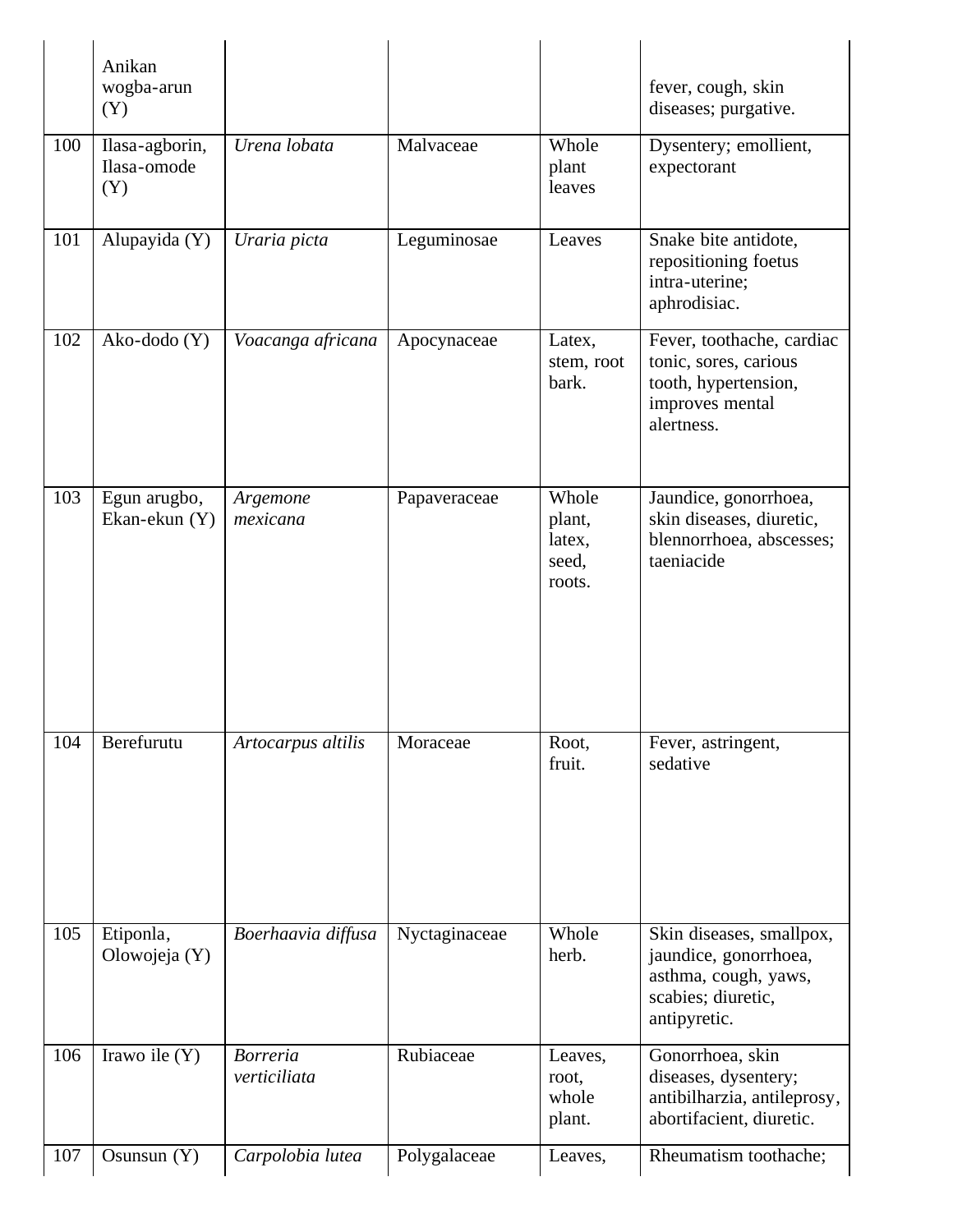| | Anikan wogba-arun (Y) | | | | fever, cough, skin diseases; purgative. |
|---|---|---|---|---|---|
| 100 | Ilasa-agborin, Ilasa-omode (Y) | *Urena lobata* | Malvaceae | Whole plant leaves | Dysentery; emollient, expectorant |
| 101 | Alupayida (Y) | *Uraria picta* | Leguminosae | Leaves | Snake bite antidote, repositioning foetus intra-uterine; aphrodisiac. |
| 102 | Ako-dodo (Y) | *Voacanga africana* | Apocynaceae | Latex, stem, root bark. | Fever, toothache, cardiac tonic, sores, carious tooth, hypertension, improves mental alertness. |
| 103 | Egun arugbo, Ekan-ekun (Y) | *Argemone mexicana* | Papaveraceae | Whole plant, latex, seed, roots. | Jaundice, gonorrhoea, skin diseases, diuretic, blennorrhoea, abscesses; taeniacide |
| 104 | Berefurutu | *Artocarpus altilis* | Moraceae | Root, fruit. | Fever, astringent, sedative |
| 105 | Etiponla, Olowojeja (Y) | *Boerhaavia diffusa* | Nyctaginaceae | Whole herb. | Skin diseases, smallpox, jaundice, gonorrhoea, asthma, cough, yaws, scabies; diuretic, antipyretic. |
| 106 | Irawo ile (Y) | *Borreria verticiliata* | Rubiaceae | Leaves, root, whole plant. | Gonorrhoea, skin diseases, dysentery; antibilharzia, antileprosy, abortifacient, diuretic. |
| 107 | Osunsun (Y) | *Carpolobia lutea* | Polygalaceae | Leaves, | Rheumatism toothache; |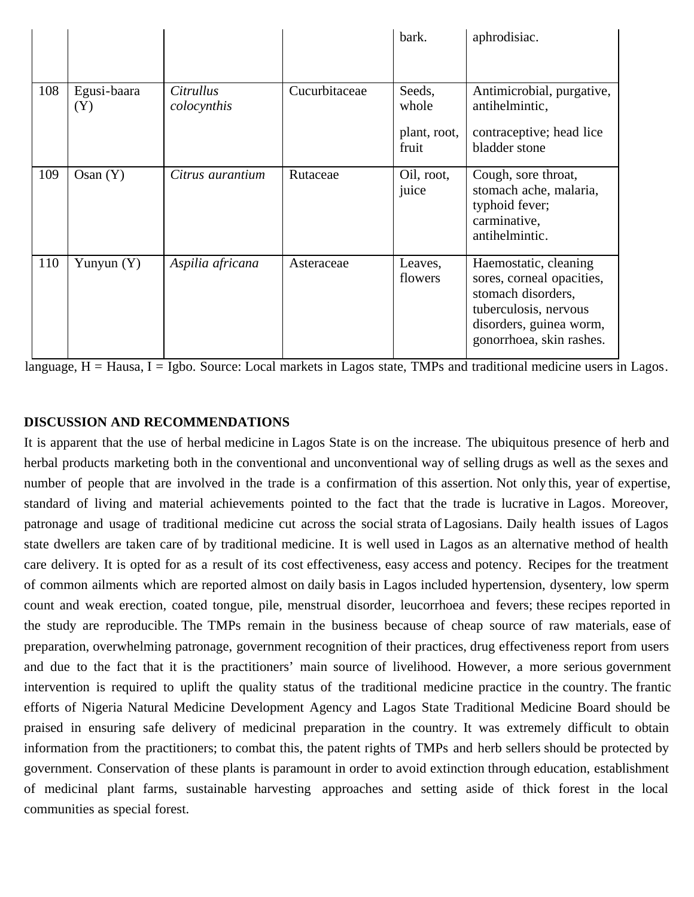| | | | | bark. | aphrodisiac. |
|---|---|---|---|---|---|
| 108 | Egusi-baara (Y) | *Citrullus colocynthis* | Cucurbitaceae | Seeds, whole plant, root, fruit | Antimicrobial, purgative, antihelmintic, contraceptive; head lice bladder stone |
| 109 | Osan (Y) | *Citrus aurantium* | Rutaceae | Oil, root, juice | Cough, sore throat, stomach ache, malaria, typhoid fever; carminative, antihelmintic. |
| 110 | Yunyun (Y) | *Aspilia africana* | Asteraceae | Leaves, flowers | Haemostatic, cleaning sores, corneal opacities, stomach disorders, tuberculosis, nervous disorders, guinea worm, gonorrhoea, skin rashes. |

language, H = Hausa, I = Igbo. Source: Local markets in Lagos state, TMPs and traditional medicine users in Lagos.

**DISCUSSION AND RECOMMENDATIONS**

It is apparent that the use of herbal medicine in Lagos State is on the increase. The ubiquitous presence of herb and herbal products marketing both in the conventional and unconventional way of selling drugs as well as the sexes and number of people that are involved in the trade is a confirmation of this assertion. Not only this, year of expertise, standard of living and material achievements pointed to the fact that the trade is lucrative in Lagos. Moreover, patronage and usage of traditional medicine cut across the social strata of Lagosians. Daily health issues of Lagos state dwellers are taken care of by traditional medicine. It is well used in Lagos as an alternative method of health care delivery. It is opted for as a result of its cost effectiveness, easy access and potency. Recipes for the treatment of common ailments which are reported almost on daily basis in Lagos included hypertension, dysentery, low sperm count and weak erection, coated tongue, pile, menstrual disorder, leucorrhoea and fevers; these recipes reported in the study are reproducible. The TMPs remain in the business because of cheap source of raw materials, ease of preparation, overwhelming patronage, government recognition of their practices, drug effectiveness report from users and due to the fact that it is the practitioners' main source of livelihood. However, a more serious government intervention is required to uplift the quality status of the traditional medicine practice in the country. The frantic efforts of Nigeria Natural Medicine Development Agency and Lagos State Traditional Medicine Board should be praised in ensuring safe delivery of medicinal preparation in the country. It was extremely difficult to obtain information from the practitioners; to combat this, the patent rights of TMPs and herb sellers should be protected by government. Conservation of these plants is paramount in order to avoid extinction through education, establishment of medicinal plant farms, sustainable harvesting approaches and setting aside of thick forest in the local communities as special forest.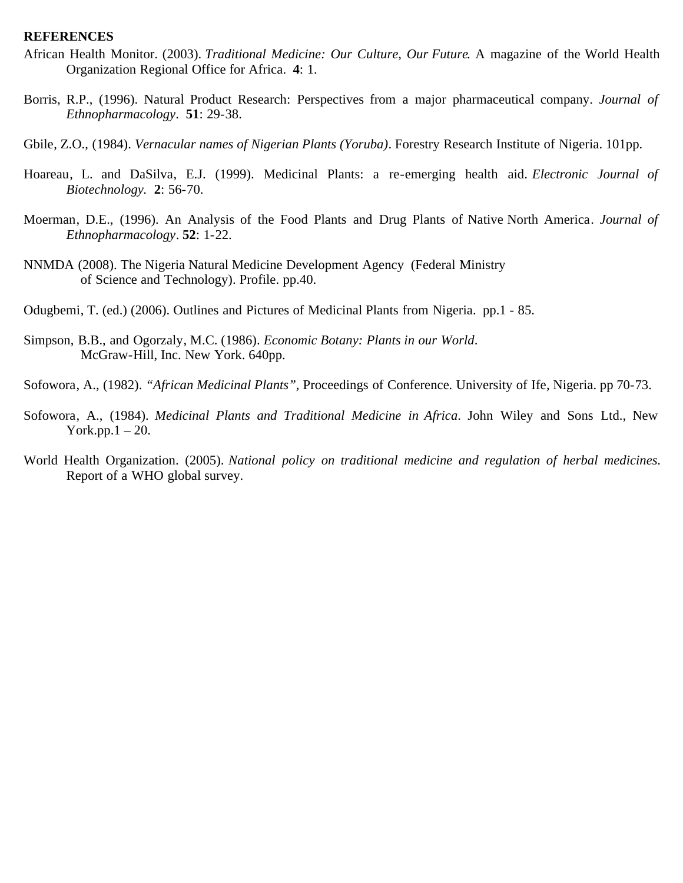**REFERENCES**

African Health Monitor. (2003). *Traditional Medicine: Our Culture, Our Future*. A magazine of the World Health Organization Regional Office for Africa. **4**: 1.

Borris, R.P., (1996). Natural Product Research: Perspectives from a major pharmaceutical company. *Journal of Ethnopharmacology*. **51**: 29-38.

Gbile, Z.O., (1984). *Vernacular names of Nigerian Plants (Yoruba)*. Forestry Research Institute of Nigeria. 101pp.

Hoareau, L. and DaSilva, E.J. (1999). Medicinal Plants: a re-emerging health aid. *Electronic Journal of Biotechnology.* **2**: 56-70.

Moerman, D.E., (1996). An Analysis of the Food Plants and Drug Plants of Native North America. *Journal of Ethnopharmacology*. **52**: 1-22.

NNMDA (2008). The Nigeria Natural Medicine Development Agency (Federal Ministry of Science and Technology). Profile. pp.40.

Odugbemi, T. (ed.) (2006). Outlines and Pictures of Medicinal Plants from Nigeria. pp.1 - 85.

Simpson, B.B., and Ogorzaly, M.C. (1986). *Economic Botany: Plants in our World*. McGraw-Hill, Inc. New York. 640pp.

Sofowora, A., (1982). *"African Medicinal Plants",* Proceedings of Conference. University of Ife, Nigeria. pp 70-73.

Sofowora, A., (1984). *Medicinal Plants and Traditional Medicine in Africa*. John Wiley and Sons Ltd., New York.pp.1 – 20.

World Health Organization. (2005). *National policy on traditional medicine and regulation of herbal medicines.* Report of a WHO global survey.